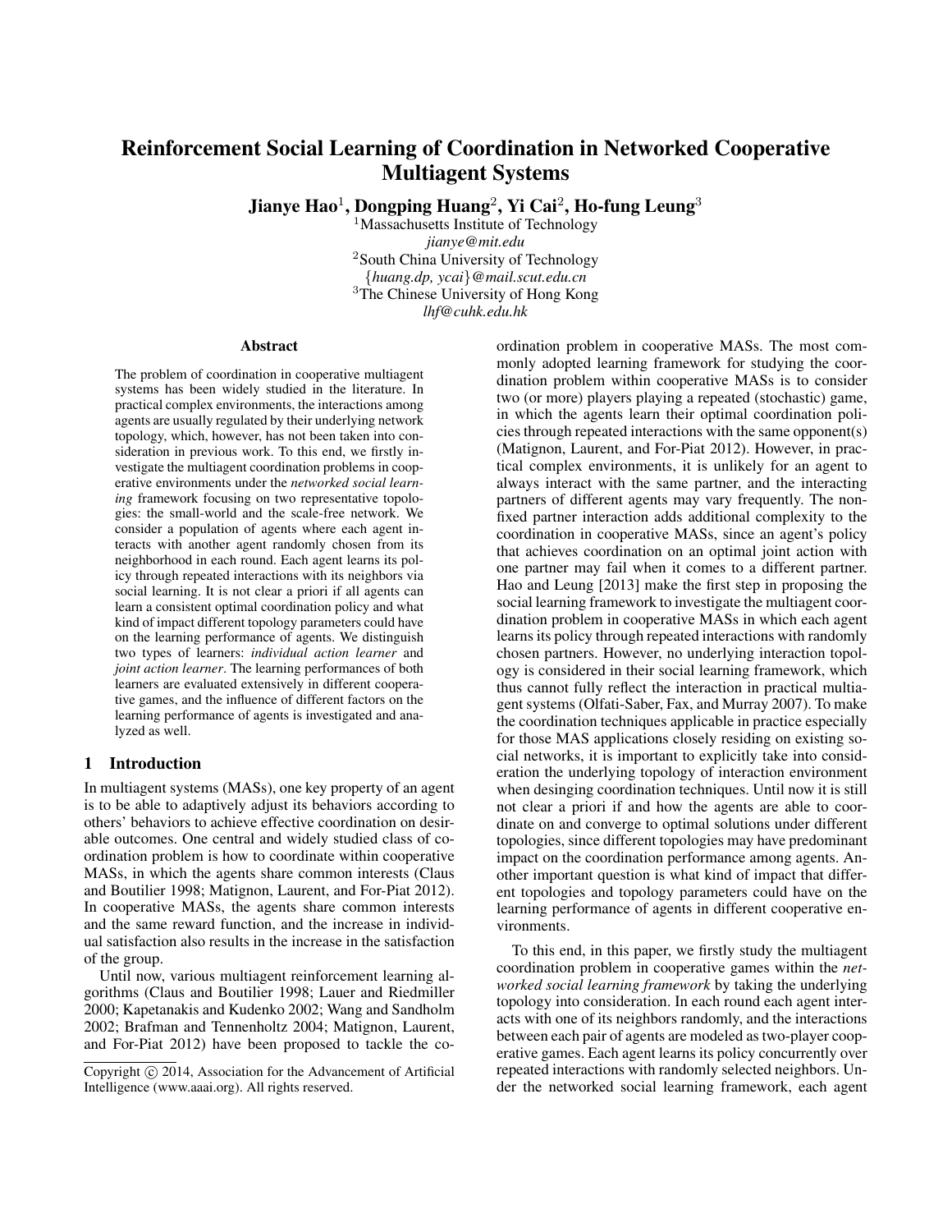# Reinforcement Social Learning of Coordination in Networked Cooperative Multiagent Systems

**Jianye Hao**[1], **Dongping Huang**[2], **Yi Cai**[2], **Ho-fung Leung**[3]

[1]Massachusetts Institute of Technology
*jianye@mit.edu*
[2]South China University of Technology
{*huang.dp, ycai*}*@mail.scut.edu.cn*
[3]The Chinese University of Hong Kong
*lhf@cuhk.edu.hk*

### Abstract

The problem of coordination in cooperative multiagent systems has been widely studied in the literature. In practical complex environments, the interactions among agents are usually regulated by their underlying network topology, which, however, has not been taken into consideration in previous work. To this end, we firstly investigate the multiagent coordination problems in cooperative environments under the *networked social learning* framework focusing on two representative topologies: the small-world and the scale-free network. We consider a population of agents where each agent interacts with another agent randomly chosen from its neighborhood in each round. Each agent learns its policy through repeated interactions with its neighbors via social learning. It is not clear a priori if all agents can learn a consistent optimal coordination policy and what kind of impact different topology parameters could have on the learning performance of agents. We distinguish two types of learners: *individual action learner* and *joint action learner*. The learning performances of both learners are evaluated extensively in different cooperative games, and the influence of different factors on the learning performance of agents is investigated and analyzed as well.

## 1 Introduction

In multiagent systems (MASs), one key property of an agent is to be able to adaptively adjust its behaviors according to others' behaviors to achieve effective coordination on desirable outcomes. One central and widely studied class of coordination problem is how to coordinate within cooperative MASs, in which the agents share common interests (Claus and Boutilier 1998; Matignon, Laurent, and For-Piat 2012). In cooperative MASs, the agents share common interests and the same reward function, and the increase in individual satisfaction also results in the increase in the satisfaction of the group.

Until now, various multiagent reinforcement learning algorithms (Claus and Boutilier 1998; Lauer and Riedmiller 2000; Kapetanakis and Kudenko 2002; Wang and Sandholm 2002; Brafman and Tennenholtz 2004; Matignon, Laurent, and For-Piat 2012) have been proposed to tackle the coordination problem in cooperative MASs. The most commonly adopted learning framework for studying the coordination problem within cooperative MASs is to consider two (or more) players playing a repeated (stochastic) game, in which the agents learn their optimal coordination policies through repeated interactions with the same opponent(s) (Matignon, Laurent, and For-Piat 2012). However, in practical complex environments, it is unlikely for an agent to always interact with the same partner, and the interacting partners of different agents may vary frequently. The non-fixed partner interaction adds additional complexity to the coordination in cooperative MASs, since an agent's policy that achieves coordination on an optimal joint action with one partner may fail when it comes to a different partner. Hao and Leung [2013] make the first step in proposing the social learning framework to investigate the multiagent coordination problem in cooperative MASs in which each agent learns its policy through repeated interactions with randomly chosen partners. However, no underlying interaction topology is considered in their social learning framework, which thus cannot fully reflect the interaction in practical multiagent systems (Olfati-Saber, Fax, and Murray 2007). To make the coordination techniques applicable in practice especially for those MAS applications closely residing on existing social networks, it is important to explicitly take into consideration the underlying topology of interaction environment when desinging coordination techniques. Until now it is still not clear a priori if and how the agents are able to coordinate on and converge to optimal solutions under different topologies, since different topologies may have predominant impact on the coordination performance among agents. Another important question is what kind of impact that different topologies and topology parameters could have on the learning performance of agents in different cooperative environments.

To this end, in this paper, we firstly study the multiagent coordination problem in cooperative games within the *networked social learning framework* by taking the underlying topology into consideration. In each round each agent interacts with one of its neighbors randomly, and the interactions between each pair of agents are modeled as two-player cooperative games. Each agent learns its policy concurrently over repeated interactions with randomly selected neighbors. Under the networked social learning framework, each agent

Copyright © 2014, Association for the Advancement of Artificial Intelligence (www.aaai.org). All rights reserved.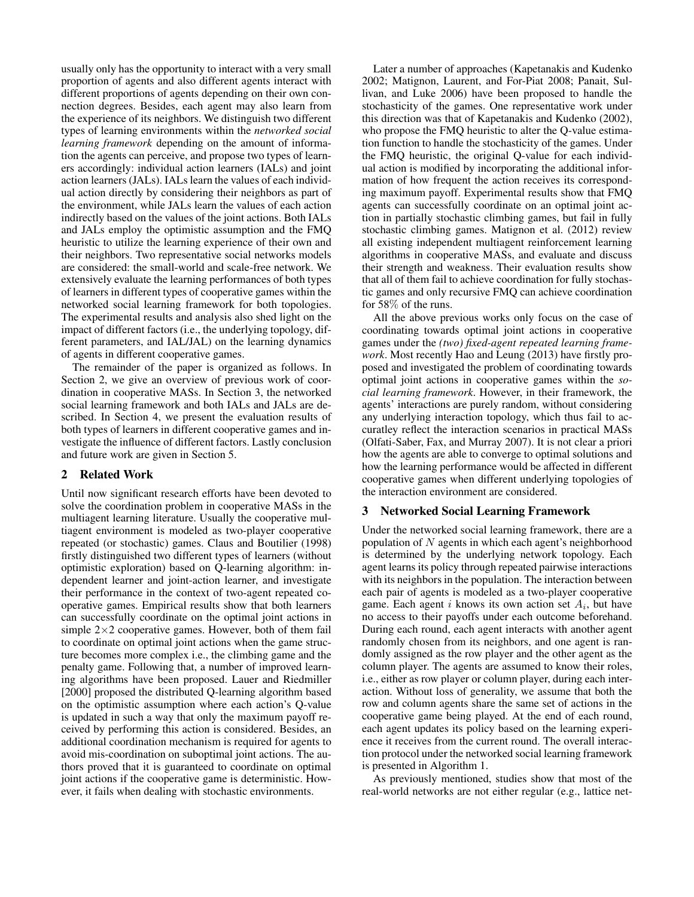usually only has the opportunity to interact with a very small proportion of agents and also different agents interact with different proportions of agents depending on their own connection degrees. Besides, each agent may also learn from the experience of its neighbors. We distinguish two different types of learning environments within the *networked social learning framework* depending on the amount of information the agents can perceive, and propose two types of learners accordingly: individual action learners (IALs) and joint action learners (JALs). IALs learn the values of each individual action directly by considering their neighbors as part of the environment, while JALs learn the values of each action indirectly based on the values of the joint actions. Both IALs and JALs employ the optimistic assumption and the FMQ heuristic to utilize the learning experience of their own and their neighbors. Two representative social networks models are considered: the small-world and scale-free network. We extensively evaluate the learning performances of both types of learners in different types of cooperative games within the networked social learning framework for both topologies. The experimental results and analysis also shed light on the impact of different factors (i.e., the underlying topology, different parameters, and IAL/JAL) on the learning dynamics of agents in different cooperative games.

The remainder of the paper is organized as follows. In Section 2, we give an overview of previous work of coordination in cooperative MASs. In Section 3, the networked social learning framework and both IALs and JALs are described. In Section 4, we present the evaluation results of both types of learners in different cooperative games and investigate the influence of different factors. Lastly conclusion and future work are given in Section 5.

## 2 Related Work

Until now significant research efforts have been devoted to solve the coordination problem in cooperative MASs in the multiagent learning literature. Usually the cooperative multiagent environment is modeled as two-player cooperative repeated (or stochastic) games. Claus and Boutilier (1998) firstly distinguished two different types of learners (without optimistic exploration) based on Q-learning algorithm: independent learner and joint-action learner, and investigate their performance in the context of two-agent repeated cooperative games. Empirical results show that both learners can successfully coordinate on the optimal joint actions in simple $2{\times}2$ cooperative games. However, both of them fail to coordinate on optimal joint actions when the game structure becomes more complex i.e., the climbing game and the penalty game. Following that, a number of improved learning algorithms have been proposed. Lauer and Riedmiller [2000] proposed the distributed Q-learning algorithm based on the optimistic assumption where each action's Q-value is updated in such a way that only the maximum payoff received by performing this action is considered. Besides, an additional coordination mechanism is required for agents to avoid mis-coordination on suboptimal joint actions. The authors proved that it is guaranteed to coordinate on optimal joint actions if the cooperative game is deterministic. However, it fails when dealing with stochastic environments.

Later a number of approaches (Kapetanakis and Kudenko 2002; Matignon, Laurent, and For-Piat 2008; Panait, Sullivan, and Luke 2006) have been proposed to handle the stochasticity of the games. One representative work under this direction was that of Kapetanakis and Kudenko (2002), who propose the FMQ heuristic to alter the Q-value estimation function to handle the stochasticity of the games. Under the FMQ heuristic, the original Q-value for each individual action is modified by incorporating the additional information of how frequent the action receives its corresponding maximum payoff. Experimental results show that FMQ agents can successfully coordinate on an optimal joint action in partially stochastic climbing games, but fail in fully stochastic climbing games. Matignon et al. (2012) review all existing independent multiagent reinforcement learning algorithms in cooperative MASs, and evaluate and discuss their strength and weakness. Their evaluation results show that all of them fail to achieve coordination for fully stochastic games and only recursive FMQ can achieve coordination for 58% of the runs.

All the above previous works only focus on the case of coordinating towards optimal joint actions in cooperative games under the *(two) fixed-agent repeated learning framework*. Most recently Hao and Leung (2013) have firstly proposed and investigated the problem of coordinating towards optimal joint actions in cooperative games within the *social learning framework*. However, in their framework, the agents' interactions are purely random, without considering any underlying interaction topology, which thus fail to accuratley reflect the interaction scenarios in practical MASs (Olfati-Saber, Fax, and Murray 2007). It is not clear a priori how the agents are able to converge to optimal solutions and how the learning performance would be affected in different cooperative games when different underlying topologies of the interaction environment are considered.

## 3 Networked Social Learning Framework

Under the networked social learning framework, there are a population of $N$ agents in which each agent's neighborhood is determined by the underlying network topology. Each agent learns its policy through repeated pairwise interactions with its neighbors in the population. The interaction between each pair of agents is modeled as a two-player cooperative game. Each agent $i$ knows its own action set $A_i$, but have no access to their payoffs under each outcome beforehand. During each round, each agent interacts with another agent randomly chosen from its neighbors, and one agent is randomly assigned as the row player and the other agent as the column player. The agents are assumed to know their roles, i.e., either as row player or column player, during each interaction. Without loss of generality, we assume that both the row and column agents share the same set of actions in the cooperative game being played. At the end of each round, each agent updates its policy based on the learning experience it receives from the current round. The overall interaction protocol under the networked social learning framework is presented in Algorithm 1.

As previously mentioned, studies show that most of the real-world networks are not either regular (e.g., lattice net-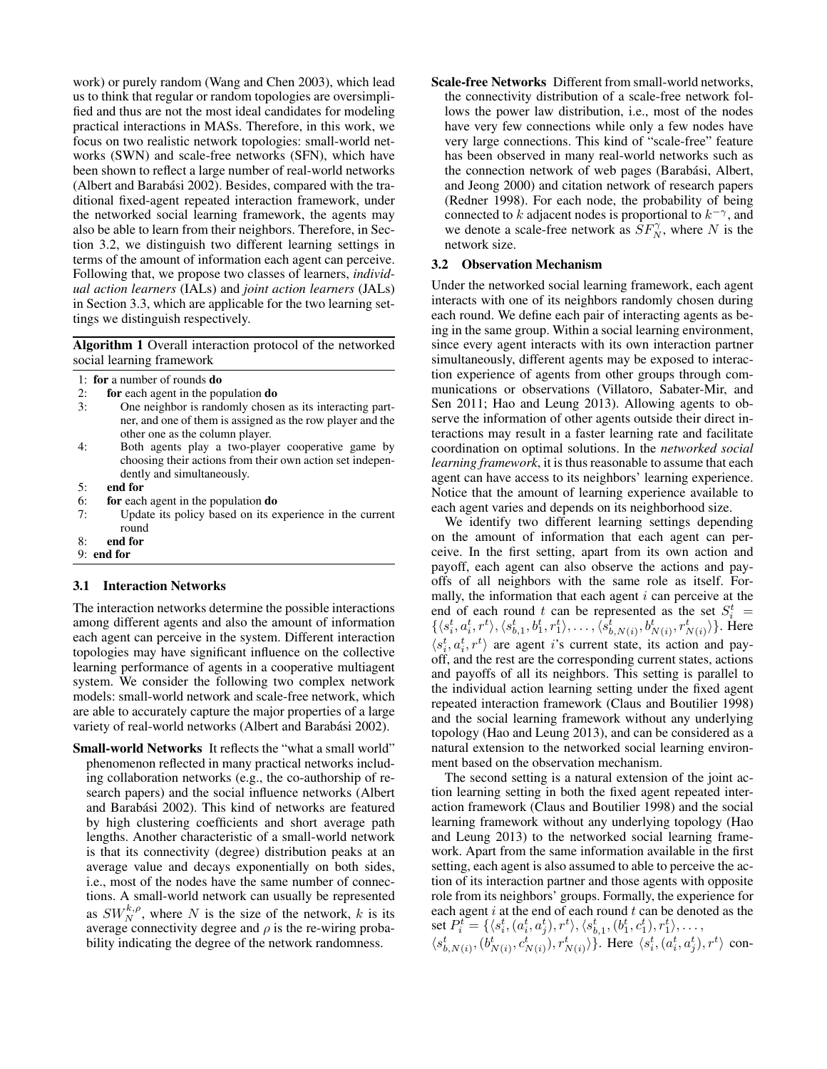work) or purely random (Wang and Chen 2003), which lead us to think that regular or random topologies are oversimplified and thus are not the most ideal candidates for modeling practical interactions in MASs. Therefore, in this work, we focus on two realistic network topologies: small-world networks (SWN) and scale-free networks (SFN), which have been shown to reflect a large number of real-world networks (Albert and Barabási 2002). Besides, compared with the traditional fixed-agent repeated interaction framework, under the networked social learning framework, the agents may also be able to learn from their neighbors. Therefore, in Section 3.2, we distinguish two different learning settings in terms of the amount of information each agent can perceive. Following that, we propose two classes of learners, *individual action learners* (IALs) and *joint action learners* (JALs) in Section 3.3, which are applicable for the two learning settings we distinguish respectively.

**Algorithm 1** Overall interaction protocol of the networked social learning framework

```
1: for a number of rounds do
2:     for each agent in the population do
3:         One neighbor is randomly chosen as its interacting partner, and one of them is assigned as the row player and the other one as the column player.
4:         Both agents play a two-player cooperative game by choosing their actions from their own action set independently and simultaneously.
5:     end for
6:     for each agent in the population do
7:         Update its policy based on its experience in the current round
8:     end for
9: end for
```

### 3.1 Interaction Networks

The interaction networks determine the possible interactions among different agents and also the amount of information each agent can perceive in the system. Different interaction topologies may have significant influence on the collective learning performance of agents in a cooperative multiagent system. We consider the following two complex network models: small-world network and scale-free network, which are able to accurately capture the major properties of a large variety of real-world networks (Albert and Barabási 2002).

**Small-world Networks** It reflects the "what a small world" phenomenon reflected in many practical networks including collaboration networks (e.g., the co-authorship of research papers) and the social influence networks (Albert and Barabási 2002). This kind of networks are featured by high clustering coefficients and short average path lengths. Another characteristic of a small-world network is that its connectivity (degree) distribution peaks at an average value and decays exponentially on both sides, i.e., most of the nodes have the same number of connections. A small-world network can usually be represented as $SW_N^{k,\rho}$, where $N$ is the size of the network, $k$ is its average connectivity degree and $\rho$ is the re-wiring probability indicating the degree of the network randomness.

**Scale-free Networks** Different from small-world networks, the connectivity distribution of a scale-free network follows the power law distribution, i.e., most of the nodes have very few connections while only a few nodes have very large connections. This kind of "scale-free" feature has been observed in many real-world networks such as the connection network of web pages (Barabási, Albert, and Jeong 2000) and citation network of research papers (Redner 1998). For each node, the probability of being connected to $k$ adjacent nodes is proportional to $k^{-\gamma}$, and we denote a scale-free network as $SF_N^{\gamma}$, where $N$ is the network size.

### 3.2 Observation Mechanism

Under the networked social learning framework, each agent interacts with one of its neighbors randomly chosen during each round. We define each pair of interacting agents as being in the same group. Within a social learning environment, since every agent interacts with its own interaction partner simultaneously, different agents may be exposed to interaction experience of agents from other groups through communications or observations (Villatoro, Sabater-Mir, and Sen 2011; Hao and Leung 2013). Allowing agents to observe the information of other agents outside their direct interactions may result in a faster learning rate and facilitate coordination on optimal solutions. In the *networked social learning framework*, it is thus reasonable to assume that each agent can have access to its neighbors' learning experience. Notice that the amount of learning experience available to each agent varies and depends on its neighborhood size.

We identify two different learning settings depending on the amount of information that each agent can perceive. In the first setting, apart from its own action and payoff, each agent can also observe the actions and payoffs of all neighbors with the same role as itself. Formally, the information that each agent $i$ can perceive at the end of each round $t$ can be represented as the set $S_i^t = \{\langle s_i^t, a_i^t, r^t\rangle, \langle s_{b,1}^t, b_1^t, r_1^t\rangle, \ldots, \langle s_{b,N(i)}^t, b_{N(i)}^t, r_{N(i)}^t\rangle\}$. Here $\langle s_i^t, a_i^t, r^t\rangle$ are agent $i$'s current state, its action and payoff, and the rest are the corresponding current states, actions and payoffs of all its neighbors. This setting is parallel to the individual action learning setting under the fixed agent repeated interaction framework (Claus and Boutilier 1998) and the social learning framework without any underlying topology (Hao and Leung 2013), and can be considered as a natural extension to the networked social learning environment based on the observation mechanism.

The second setting is a natural extension of the joint action learning setting in both the fixed agent repeated interaction framework (Claus and Boutilier 1998) and the social learning framework without any underlying topology (Hao and Leung 2013) to the networked social learning framework. Apart from the same information available in the first setting, each agent is also assumed to able to perceive the action of its interaction partner and those agents with opposite role from its neighbors' groups. Formally, the experience for each agent $i$ at the end of each round $t$ can be denoted as the set $P_i^t = \{\langle s_i^t, (a_i^t, a_j^t), r^t\rangle, \langle s_{b,1}^t, (b_1^t, c_1^t), r_1^t\rangle, \ldots,$ $\langle s_{b,N(i)}^t, (b_{N(i)}^t, c_{N(i)}^t), r_{N(i)}^t\rangle\}$. Here $\langle s_i^t, (a_i^t, a_j^t), r^t\rangle$ con-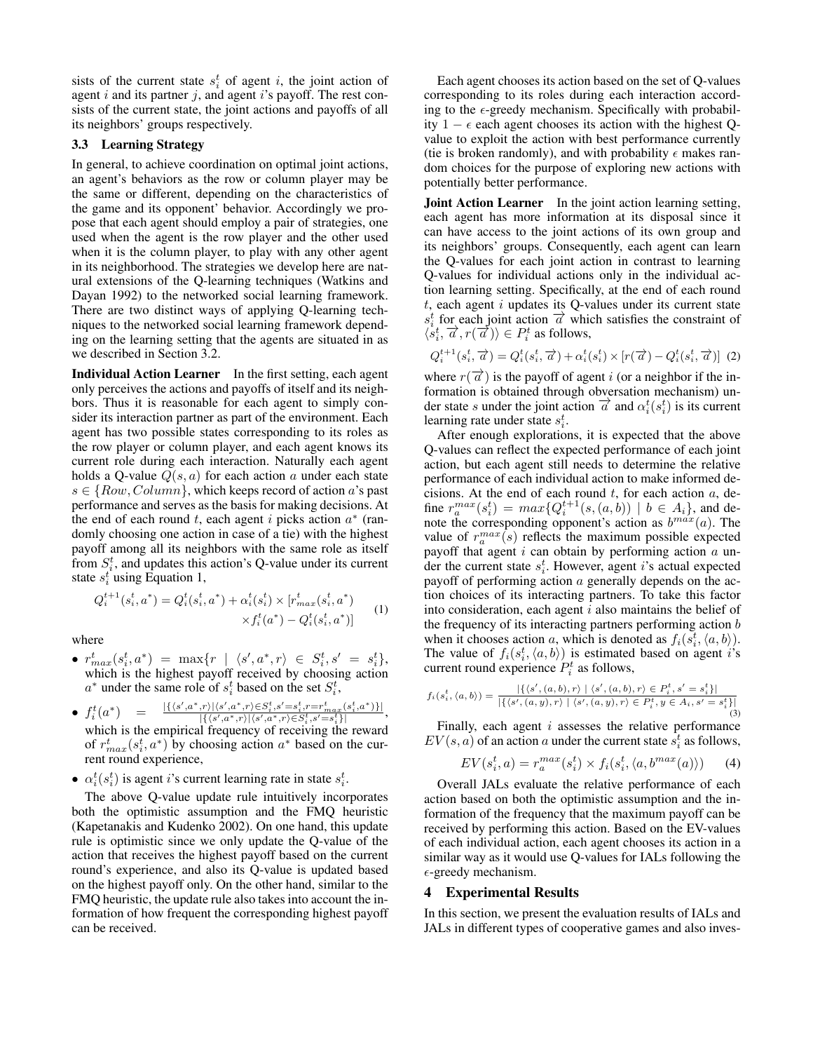sists of the current state $s_i^t$ of agent $i$, the joint action of agent $i$ and its partner $j$, and agent $i$'s payoff. The rest consists of the current state, the joint actions and payoffs of all its neighbors' groups respectively.

### 3.3 Learning Strategy

In general, to achieve coordination on optimal joint actions, an agent's behaviors as the row or column player may be the same or different, depending on the characteristics of the game and its opponent' behavior. Accordingly we propose that each agent should employ a pair of strategies, one used when the agent is the row player and the other used when it is the column player, to play with any other agent in its neighborhood. The strategies we develop here are natural extensions of the Q-learning techniques (Watkins and Dayan 1992) to the networked social learning framework. There are two distinct ways of applying Q-learning techniques to the networked social learning framework depending on the learning setting that the agents are situated in as we described in Section 3.2.

**Individual Action Learner** In the first setting, each agent only perceives the actions and payoffs of itself and its neighbors. Thus it is reasonable for each agent to simply consider its interaction partner as part of the environment. Each agent has two possible states corresponding to its roles as the row player or column player, and each agent knows its current role during each interaction. Naturally each agent holds a Q-value $Q(s,a)$ for each action $a$ under each state $s \in \{Row, Column\}$, which keeps record of action $a$'s past performance and serves as the basis for making decisions. At the end of each round $t$, each agent $i$ picks action $a^*$ (randomly choosing one action in case of a tie) with the highest payoff among all its neighbors with the same role as itself from $S_i^t$, and updates this action's Q-value under its current state $s_i^t$ using Equation 1,

$$Q_i^{t+1}(s_i^t, a^*) = Q_i^t(s_i^t, a^*) + \alpha_i^t(s_i^t) \times [r_{max}^t(s_i^t, a^*) \times f_i^t(a^*) - Q_i^t(s_i^t, a^*)] \quad (1)$$

where

- $r_{max}^t(s_i^t, a^*) = \max\{r \mid \langle s', a^*, r\rangle \in S_i^t, s' = s_i^t\}$, which is the highest payoff received by choosing action $a^*$ under the same role of $s_i^t$ based on the set $S_i^t$,
- $f_i^t(a^*) = \frac{|\{\langle s', a^*, r\rangle \mid \langle s', a^*, r\rangle \in S_i^t, s' = s_i^t, r = r_{max}^t(s_i^t, a^*)\}|}{|\{\langle s', a^*, r\rangle \mid \langle s', a^*, r\rangle \in S_i^t, s' = s_i^t\}|}$, which is the empirical frequency of receiving the reward of $r_{max}^t(s_i^t, a^*)$ by choosing action $a^*$ based on the current round experience,
- $\alpha_i^t(s_i^t)$ is agent $i$'s current learning rate in state $s_i^t$.

The above Q-value update rule intuitively incorporates both the optimistic assumption and the FMQ heuristic (Kapetanakis and Kudenko 2002). On one hand, this update rule is optimistic since we only update the Q-value of the action that receives the highest payoff based on the current round's experience, and also its Q-value is updated based on the highest payoff only. On the other hand, similar to the FMQ heuristic, the update rule also takes into account the information of how frequent the corresponding highest payoff can be received.

Each agent chooses its action based on the set of Q-values corresponding to its roles during each interaction according to the $\epsilon$-greedy mechanism. Specifically with probability $1-\epsilon$ each agent chooses its action with the highest Q-value to exploit the action with best performance currently (tie is broken randomly), and with probability $\epsilon$ makes random choices for the purpose of exploring new actions with potentially better performance.

**Joint Action Learner** In the joint action learning setting, each agent has more information at its disposal since it can have access to the joint actions of its own group and its neighbors' groups. Consequently, each agent can learn the Q-values for each joint action in contrast to learning Q-values for individual actions only in the individual action learning setting. Specifically, at the end of each round $t$, each agent $i$ updates its Q-values under its current state $s_i^t$ for each joint action $\overrightarrow{a}$ which satisfies the constraint of $\langle s_i^t, \overrightarrow{a}, r(\overrightarrow{a})\rangle \in P_i^t$ as follows,

$$Q_i^{t+1}(s_i^t, \overrightarrow{a}) = Q_i^t(s_i^t, \overrightarrow{a}) + \alpha_i^t(s_i^t) \times [r(\overrightarrow{a}) - Q_i^t(s_i^t, \overrightarrow{a})] \quad (2)$$

where $r(\overrightarrow{a})$ is the payoff of agent $i$ (or a neighbor if the information is obtained through obversation mechanism) under state $s$ under the joint action $\overrightarrow{a}$ and $\alpha_i^t(s_i^t)$ is its current learning rate under state $s_i^t$.

After enough explorations, it is expected that the above Q-values can reflect the expected performance of each joint action, but each agent still needs to determine the relative performance of each individual action to make informed decisions. At the end of each round $t$, for each action $a$, define $r_a^{max}(s_i^t) = max\{Q_i^{t+1}(s,(a,b)) \mid b \in A_i\}$, and denote the corresponding opponent's action as $b^{max}(a)$. The value of $r_a^{max}(s)$ reflects the maximum possible expected payoff that agent $i$ can obtain by performing action $a$ under the current state $s_i^t$. However, agent $i$'s actual expected payoff of performing action $a$ generally depends on the action choices of its interacting partners. To take this factor into consideration, each agent $i$ also maintains the belief of the frequency of its interacting partners performing action $b$ when it chooses action $a$, which is denoted as $f_i(s_i^t, \langle a, b\rangle)$. The value of $f_i(s_i^t, \langle a, b\rangle)$ is estimated based on agent $i$'s current round experience $P_i^t$ as follows,

$$f_i(s_i^t, \langle a, b\rangle) = \frac{|\{\langle s', (a,b), r\rangle \mid \langle s', (a,b), r\rangle \in P_i^t, s' = s_i^t\}|}{|\{\langle s', (a,y), r\rangle \mid \langle s', (a,y), r\rangle \in P_i^t, y \in A_i, s' = s_i^t\}|} \quad (3)$$

Finally, each agent $i$ assesses the relative performance $EV(s,a)$ of an action $a$ under the current state $s_i^t$ as follows,

$$EV(s_i^t, a) = r_a^{max}(s_i^t) \times f_i(s_i^t, \langle a, b^{max}(a)\rangle) \quad (4)$$

Overall JALs evaluate the relative performance of each action based on both the optimistic assumption and the information of the frequency that the maximum payoff can be received by performing this action. Based on the EV-values of each individual action, each agent chooses its action in a similar way as it would use Q-values for IALs following the $\epsilon$-greedy mechanism.

## 4 Experimental Results

In this section, we present the evaluation results of IALs and JALs in different types of cooperative games and also inves-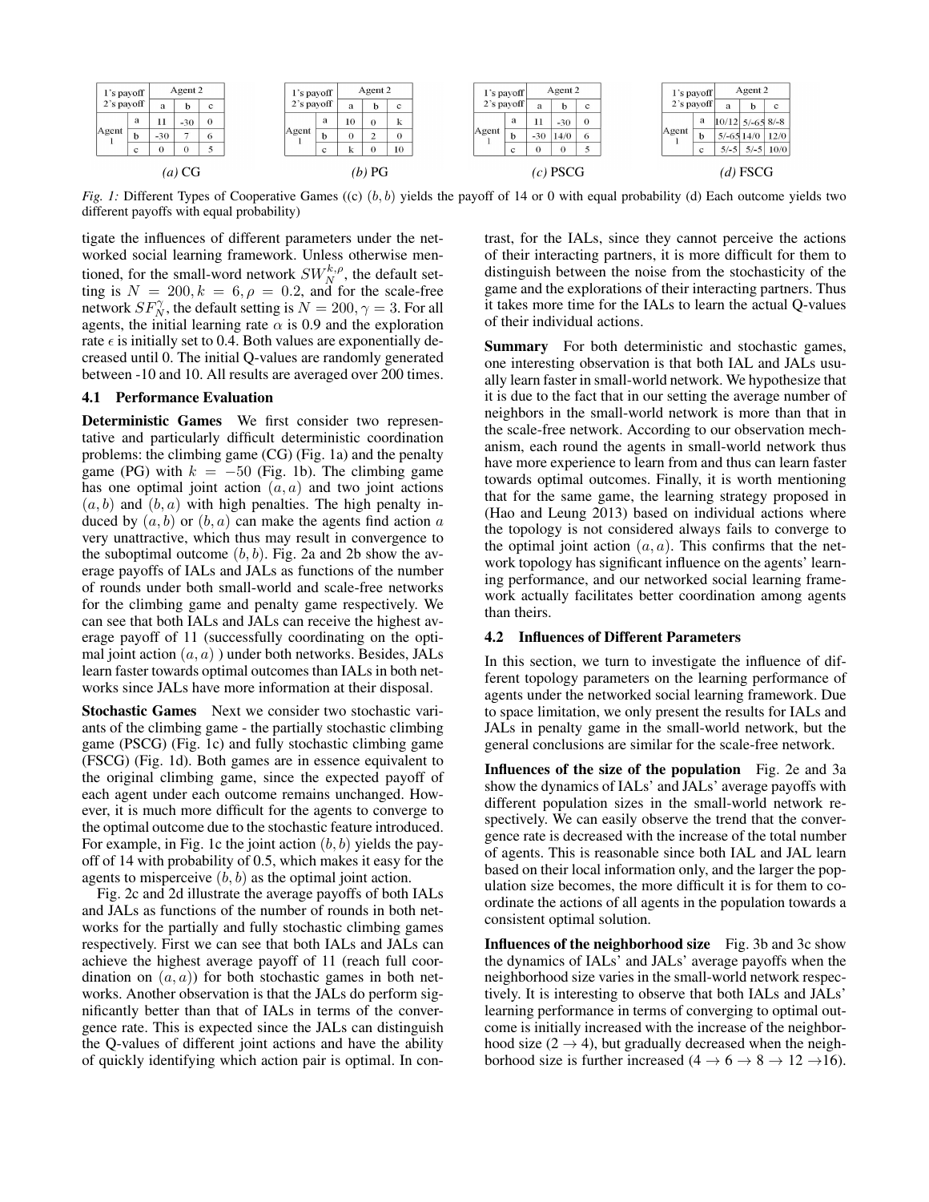| 1's payoff / 2's payoff | | Agent 2 a | b | c |
|---|---|---|---|---|
| Agent 1 | a | 11 | -30 | 0 |
| | b | -30 | 7 | 6 |
| | c | 0 | 0 | 5 |

*(a)* CG

| 1's payoff / 2's payoff | | Agent 2 a | b | c |
|---|---|---|---|---|
| Agent 1 | a | 10 | 0 | k |
| | b | 0 | 2 | 0 |
| | c | k | 0 | 10 |

*(b)* PG

| 1's payoff / 2's payoff | | Agent 2 a | b | c |
|---|---|---|---|---|
| Agent 1 | a | 11 | -30 | 0 |
| | b | -30 | 14/0 | 6 |
| | c | 0 | 0 | 5 |

*(c)* PSCG

| 1's payoff / 2's payoff | | Agent 2 a | b | c |
|---|---|---|---|---|
| Agent 1 | a | 10/12 | 5/-65 | 8/-8 |
| | b | 5/-65 | 14/0 | 12/0 |
| | c | 5/-5 | 5/-5 | 10/0 |

*(d)* FSCG

*Fig. 1:* Different Types of Cooperative Games ((c) $(b, b)$ yields the payoff of 14 or 0 with equal probability (d) Each outcome yields two different payoffs with equal probability)

tigate the influences of different parameters under the networked social learning framework. Unless otherwise mentioned, for the small-word network $SW_N^{k,\rho}$, the default setting is $N = 200, k = 6, \rho = 0.2$, and for the scale-free network $SF_N^{\gamma}$, the default setting is $N = 200, \gamma = 3$. For all agents, the initial learning rate $\alpha$ is 0.9 and the exploration rate $\epsilon$ is initially set to 0.4. Both values are exponentially decreased until 0. The initial Q-values are randomly generated between -10 and 10. All results are averaged over 200 times.

### 4.1 Performance Evaluation

**Deterministic Games** We first consider two representative and particularly difficult deterministic coordination problems: the climbing game (CG) (Fig. 1a) and the penalty game (PG) with $k = -50$ (Fig. 1b). The climbing game has one optimal joint action $(a, a)$ and two joint actions $(a, b)$ and $(b, a)$ with high penalties. The high penalty induced by $(a, b)$ or $(b, a)$ can make the agents find action $a$ very unattractive, which thus may result in convergence to the suboptimal outcome $(b, b)$. Fig. 2a and 2b show the average payoffs of IALs and JALs as functions of the number of rounds under both small-world and scale-free networks for the climbing game and penalty game respectively. We can see that both IALs and JALs can receive the highest average payoff of 11 (successfully coordinating on the optimal joint action $(a, a)$ ) under both networks. Besides, JALs learn faster towards optimal outcomes than IALs in both networks since JALs have more information at their disposal.

**Stochastic Games** Next we consider two stochastic variants of the climbing game - the partially stochastic climbing game (PSCG) (Fig. 1c) and fully stochastic climbing game (FSCG) (Fig. 1d). Both games are in essence equivalent to the original climbing game, since the expected payoff of each agent under each outcome remains unchanged. However, it is much more difficult for the agents to converge to the optimal outcome due to the stochastic feature introduced. For example, in Fig. 1c the joint action $(b, b)$ yields the payoff of 14 with probability of 0.5, which makes it easy for the agents to misperceive $(b, b)$ as the optimal joint action.

Fig. 2c and 2d illustrate the average payoffs of both IALs and JALs as functions of the number of rounds in both networks for the partially and fully stochastic climbing games respectively. First we can see that both IALs and JALs can achieve the highest average payoff of 11 (reach full coordination on $(a, a)$) for both stochastic games in both networks. Another observation is that the JALs do perform significantly better than that of IALs in terms of the convergence rate. This is expected since the JALs can distinguish the Q-values of different joint actions and have the ability of quickly identifying which action pair is optimal. In contrast, for the IALs, since they cannot perceive the actions of their interacting partners, it is more difficult for them to distinguish between the noise from the stochasticity of the game and the explorations of their interacting partners. Thus it takes more time for the IALs to learn the actual Q-values of their individual actions.

**Summary** For both deterministic and stochastic games, one interesting observation is that both IAL and JALs usually learn faster in small-world network. We hypothesize that it is due to the fact that in our setting the average number of neighbors in the small-world network is more than that in the scale-free network. According to our observation mechanism, each round the agents in small-world network thus have more experience to learn from and thus can learn faster towards optimal outcomes. Finally, it is worth mentioning that for the same game, the learning strategy proposed in (Hao and Leung 2013) based on individual actions where the topology is not considered always fails to converge to the optimal joint action $(a, a)$. This confirms that the network topology has significant influence on the agents' learning performance, and our networked social learning framework actually facilitates better coordination among agents than theirs.

### 4.2 Influences of Different Parameters

In this section, we turn to investigate the influence of different topology parameters on the learning performance of agents under the networked social learning framework. Due to space limitation, we only present the results for IALs and JALs in penalty game in the small-world network, but the general conclusions are similar for the scale-free network.

**Influences of the size of the population** Fig. 2e and 3a show the dynamics of IALs' and JALs' average payoffs with different population sizes in the small-world network respectively. We can easily observe the trend that the convergence rate is decreased with the increase of the total number of agents. This is reasonable since both IAL and JAL learn based on their local information only, and the larger the population size becomes, the more difficult it is for them to coordinate the actions of all agents in the population towards a consistent optimal solution.

**Influences of the neighborhood size** Fig. 3b and 3c show the dynamics of IALs' and JALs' average payoffs when the neighborhood size varies in the small-world network respectively. It is interesting to observe that both IALs' and JALs' learning performance in terms of converging to optimal outcome is initially increased with the increase of the neighborhood size ($2 \rightarrow 4$), but gradually decreased when the neighborhood size is further increased ($4 \rightarrow 6 \rightarrow 8 \rightarrow 12 \rightarrow 16$).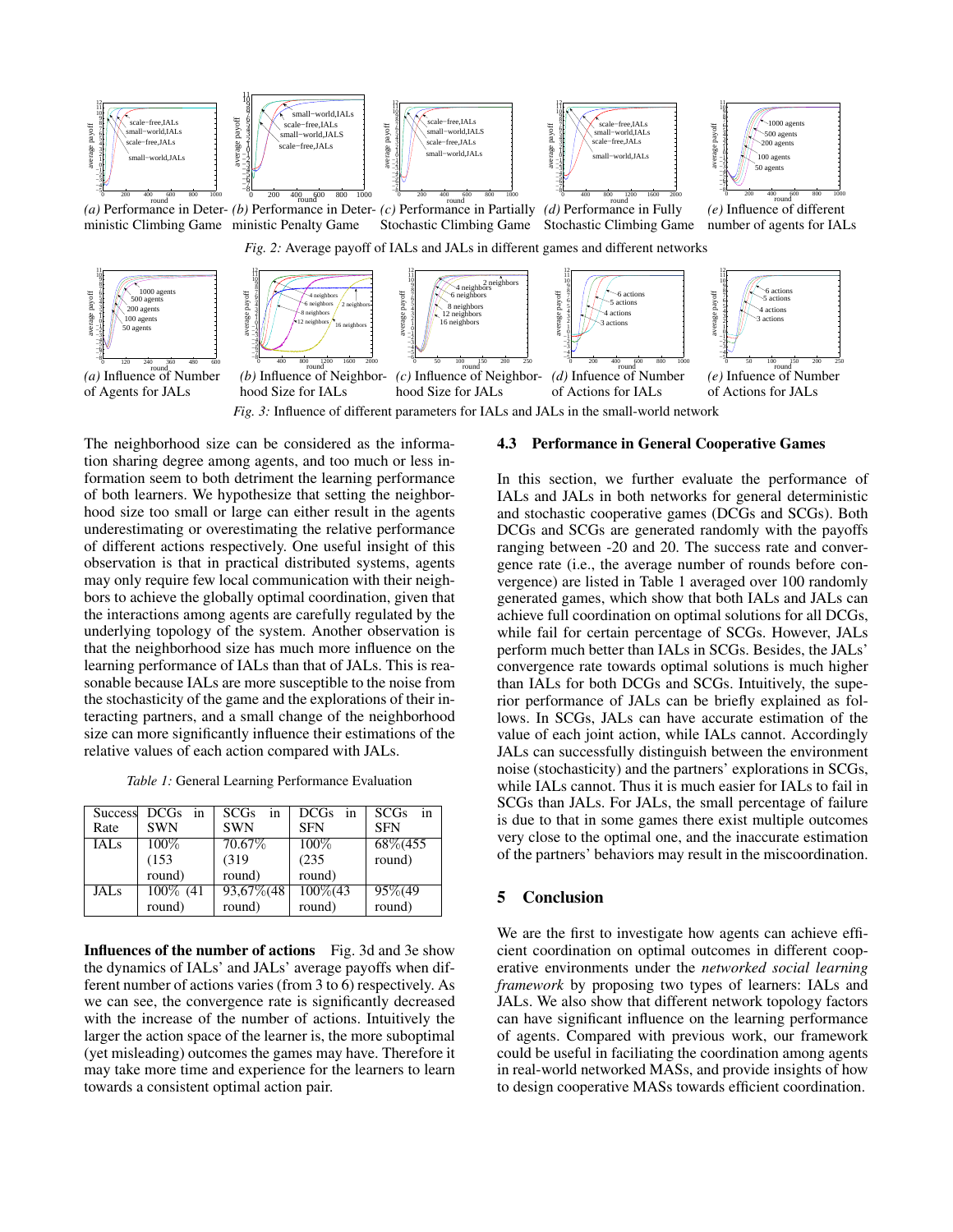*(a)* Performance in Deterministic Climbing Game *(b)* Performance in Deterministic Penalty Game *(c)* Performance in Partially Stochastic Climbing Game *(d)* Performance in Fully Stochastic Climbing Game *(e)* Influence of different number of agents for IALs

*Fig. 2:* Average payoff of IALs and JALs in different games and different networks

*(a)* Influence of Number of Agents for JALs *(b)* Influence of Neighborhood Size for IALs *(c)* Influence of Neighborhood Size for JALs *(d)* Infuence of Number of Actions for IALs *(e)* Influence of Number of Actions for JALs

*Fig. 3:* Influence of different parameters for IALs and JALs in the small-world network

The neighborhood size can be considered as the information sharing degree among agents, and too much or less information seem to both detriment the learning performance of both learners. We hypothesize that setting the neighborhood size too small or large can either result in the agents underestimating or overestimating the relative performance of different actions respectively. One useful insight of this observation is that in practical distributed systems, agents may only require few local communication with their neighbors to achieve the globally optimal coordination, given that the interactions among agents are carefully regulated by the underlying topology of the system. Another observation is that the neighborhood size has much more influence on the learning performance of IALs than that of JALs. This is reasonable because IALs are more susceptible to the noise from the stochasticity of the game and the explorations of their interacting partners, and a small change of the neighborhood size can more significantly influence their estimations of the relative values of each action compared with JALs.

*Table 1:* General Learning Performance Evaluation

| Success Rate | DCGs in SWN | SCGs in SWN | DCGs in SFN | SCGs in SFN |
|---|---|---|---|---|
| IALs | 100% (153 round) | 70.67% (319 round) | 100% (235 round) | 68%(455 round) |
| JALs | 100% (41 round) | 93,67%(48 round) | 100%(43 round) | 95%(49 round) |

**Influences of the number of actions** Fig. 3d and 3e show the dynamics of IALs' and JALs' average payoffs when different number of actions varies (from 3 to 6) respectively. As we can see, the convergence rate is significantly decreased with the increase of the number of actions. Intuitively the larger the action space of the learner is, the more suboptimal (yet misleading) outcomes the games may have. Therefore it may take more time and experience for the learners to learn towards a consistent optimal action pair.

### 4.3 Performance in General Cooperative Games

In this section, we further evaluate the performance of IALs and JALs in both networks for general deterministic and stochastic cooperative games (DCGs and SCGs). Both DCGs and SCGs are generated randomly with the payoffs ranging between -20 and 20. The success rate and convergence rate (i.e., the average number of rounds before convergence) are listed in Table 1 averaged over 100 randomly generated games, which show that both IALs and JALs can achieve full coordination on optimal solutions for all DCGs, while fail for certain percentage of SCGs. However, JALs perform much better than IALs in SCGs. Besides, the JALs' convergence rate towards optimal solutions is much higher than IALs for both DCGs and SCGs. Intuitively, the superior performance of JALs can be briefly explained as follows. In SCGs, JALs can have accurate estimation of the value of each joint action, while IALs cannot. Accordingly JALs can successfully distinguish between the environment noise (stochasticity) and the partners' explorations in SCGs, while IALs cannot. Thus it is much easier for IALs to fail in SCGs than JALs. For JALs, the small percentage of failure is due to that in some games there exist multiple outcomes very close to the optimal one, and the inaccurate estimation of the partners' behaviors may result in the miscoordination.

## 5 Conclusion

We are the first to investigate how agents can achieve efficient coordination on optimal outcomes in different cooperative environments under the *networked social learning framework* by proposing two types of learners: IALs and JALs. We also show that different network topology factors can have significant influence on the learning performance of agents. Compared with previous work, our framework could be useful in faciliating the coordination among agents in real-world networked MASs, and provide insights of how to design cooperative MASs towards efficient coordination.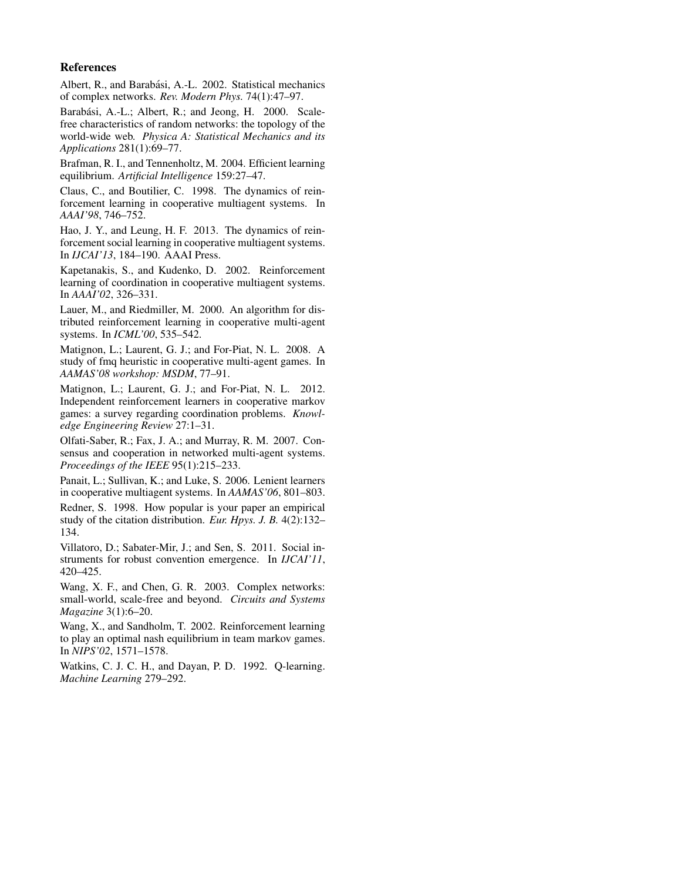## References

Albert, R., and Barabási, A.-L. 2002. Statistical mechanics of complex networks. *Rev. Modern Phys.* 74(1):47–97.

Barabási, A.-L.; Albert, R.; and Jeong, H. 2000. Scale-free characteristics of random networks: the topology of the world-wide web. *Physica A: Statistical Mechanics and its Applications* 281(1):69–77.

Brafman, R. I., and Tennenholtz, M. 2004. Efficient learning equilibrium. *Artificial Intelligence* 159:27–47.

Claus, C., and Boutilier, C. 1998. The dynamics of reinforcement learning in cooperative multiagent systems. In *AAAI'98*, 746–752.

Hao, J. Y., and Leung, H. F. 2013. The dynamics of reinforcement social learning in cooperative multiagent systems. In *IJCAI'13*, 184–190. AAAI Press.

Kapetanakis, S., and Kudenko, D. 2002. Reinforcement learning of coordination in cooperative multiagent systems. In *AAAI'02*, 326–331.

Lauer, M., and Riedmiller, M. 2000. An algorithm for distributed reinforcement learning in cooperative multi-agent systems. In *ICML'00*, 535–542.

Matignon, L.; Laurent, G. J.; and For-Piat, N. L. 2008. A study of fmq heuristic in cooperative multi-agent games. In *AAMAS'08 workshop: MSDM*, 77–91.

Matignon, L.; Laurent, G. J.; and For-Piat, N. L. 2012. Independent reinforcement learners in cooperative markov games: a survey regarding coordination problems. *Knowledge Engineering Review* 27:1–31.

Olfati-Saber, R.; Fax, J. A.; and Murray, R. M. 2007. Consensus and cooperation in networked multi-agent systems. *Proceedings of the IEEE* 95(1):215–233.

Panait, L.; Sullivan, K.; and Luke, S. 2006. Lenient learners in cooperative multiagent systems. In *AAMAS'06*, 801–803.

Redner, S. 1998. How popular is your paper an empirical study of the citation distribution. *Eur. Hpys. J. B.* 4(2):132–134.

Villatoro, D.; Sabater-Mir, J.; and Sen, S. 2011. Social instruments for robust convention emergence. In *IJCAI'11*, 420–425.

Wang, X. F., and Chen, G. R. 2003. Complex networks: small-world, scale-free and beyond. *Circuits and Systems Magazine* 3(1):6–20.

Wang, X., and Sandholm, T. 2002. Reinforcement learning to play an optimal nash equilibrium in team markov games. In *NIPS'02*, 1571–1578.

Watkins, C. J. C. H., and Dayan, P. D. 1992. Q-learning. *Machine Learning* 279–292.